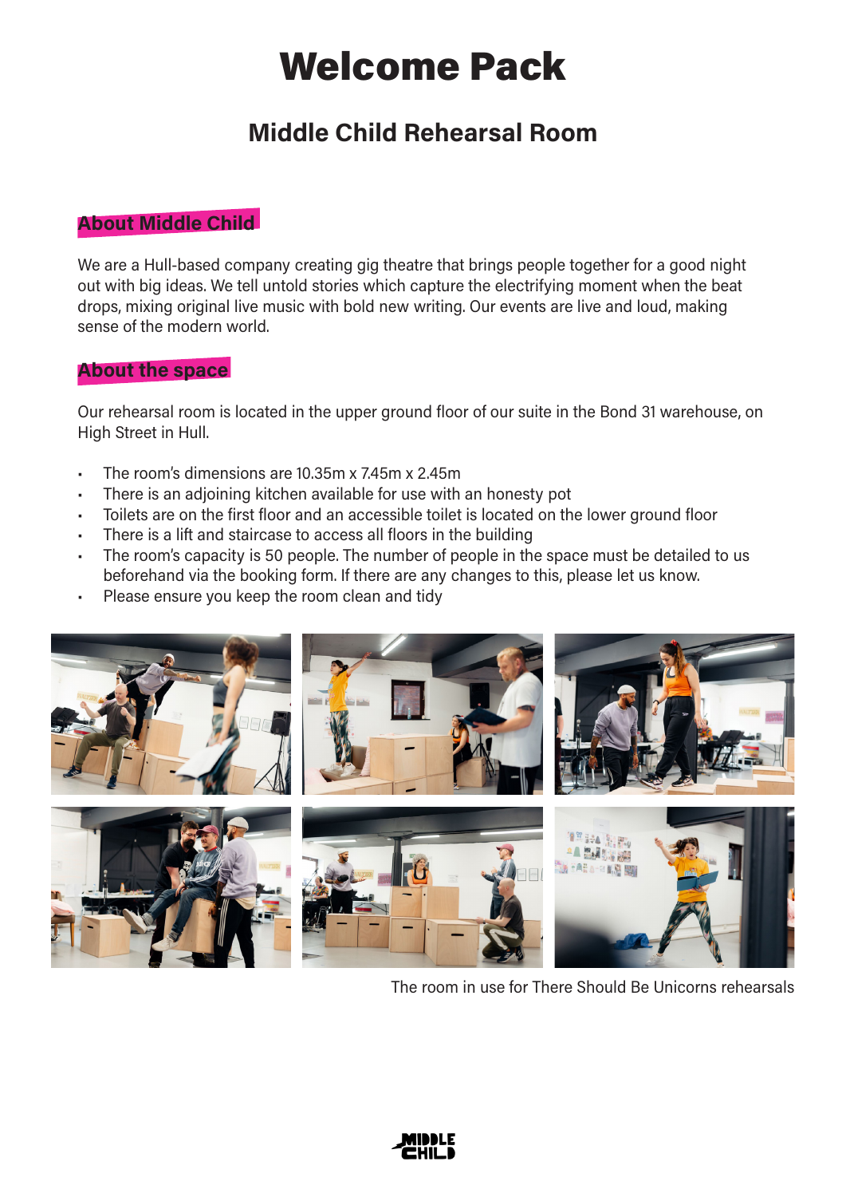# Welcome Pack

## Middle Child Rehearsal Room

### About Middle Child

We are a Hull-based company creating gig theatre that brings people together for a good night out with big ideas. We tell untold stories which capture the electrifying moment when the beat drops, mixing original live music with bold new writing. Our events are live and loud, making sense of the modern world.

### About the space

Our rehearsal room is located in the upper ground floor of our suite in the Bond 31 warehouse, on High Street in Hull.

- The room's dimensions are 10.35m x 7.45m x 2.45m
- There is an adjoining kitchen available for use with an honesty pot
- Toilets are on the first floor and an accessible toilet is located on the lower ground floor
- There is a lift and staircase to access all floors in the building
- The room's capacity is 50 people. The number of people in the space must be detailed to us beforehand via the booking form. If there are any changes to this, please let us know.
- Please ensure you keep the room clean and tidy

The room in use for There Should Be Unicorns rehearsals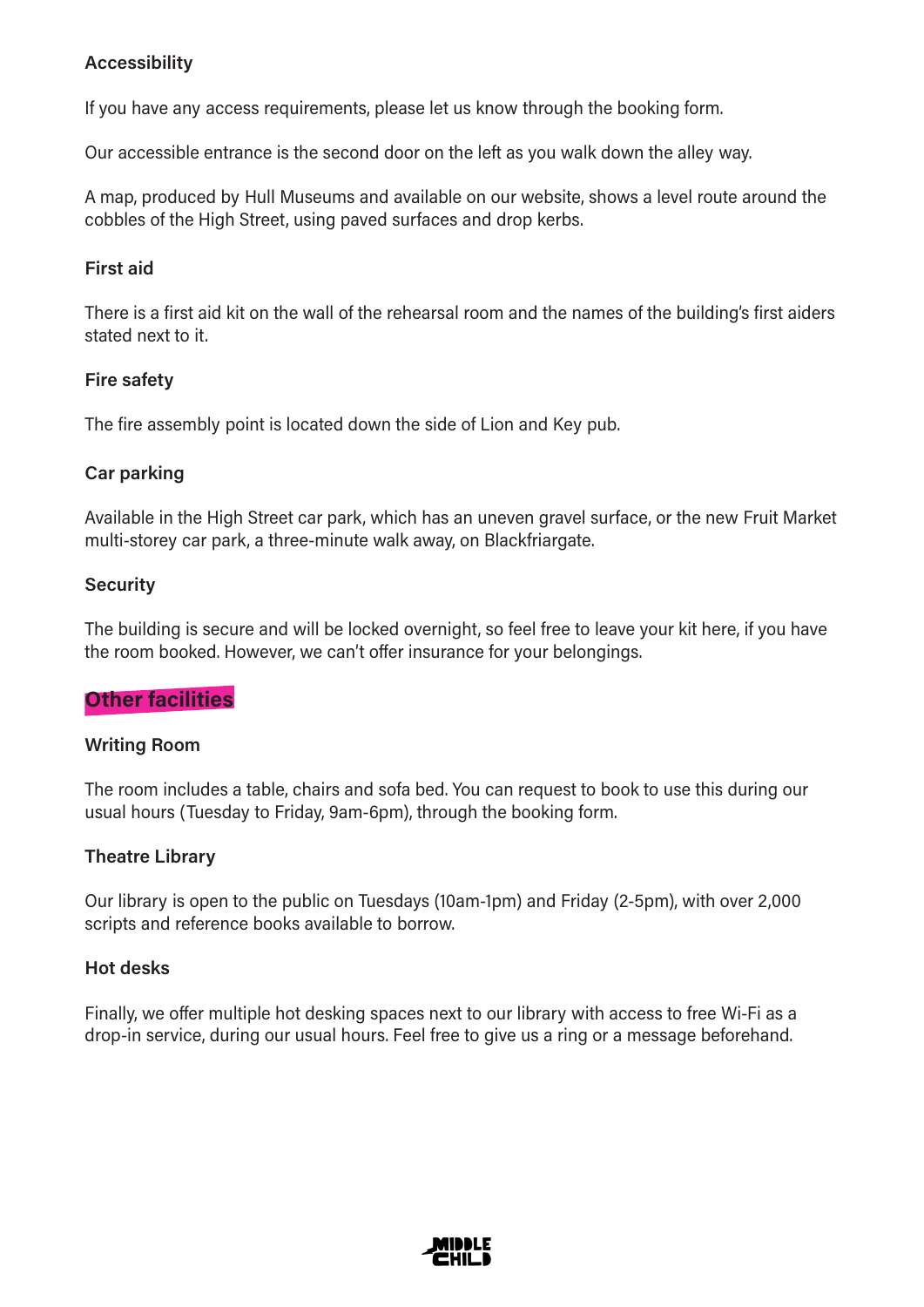### Accessibility

If you have any access requirements, please let us know through the booking form.

Our accessible entrance is the second door on the left as you walk down the alley way.

A map, produced by Hull Museums and available on our website, shows a level route around the cobbles of the High Street, using paved surfaces and drop kerbs.

### First aid

There is a first aid kit on the wall of the rehearsal room and the names of the building's first aiders stated next to it.

### Fire safety

The fire assembly point is located down the side of Lion and Key pub.

### Car parking

Available in the High Street car park, which has an uneven gravel surface, or the new Fruit Market multi-storey car park, a three-minute walk away, on Blackfriargate.

### Security

The building is secure and will be locked overnight, so feel free to leave your kit here, if you have the room booked. However, we can't offer insurance for your belongings.

## Other facilities

### Writing Room

The room includes a table, chairs and sofa bed. You can request to book to use this during our usual hours (Tuesday to Friday, 9am-6pm), through the booking form.

### Theatre Library

Our library is open to the public on Tuesdays (10am-1pm) and Friday (2-5pm), with over 2,000 scripts and reference books available to borrow.

### Hot desks

Finally, we offer multiple hot desking spaces next to our library with access to free Wi-Fi as a drop-in service, during our usual hours. Feel free to give us a ring or a message beforehand.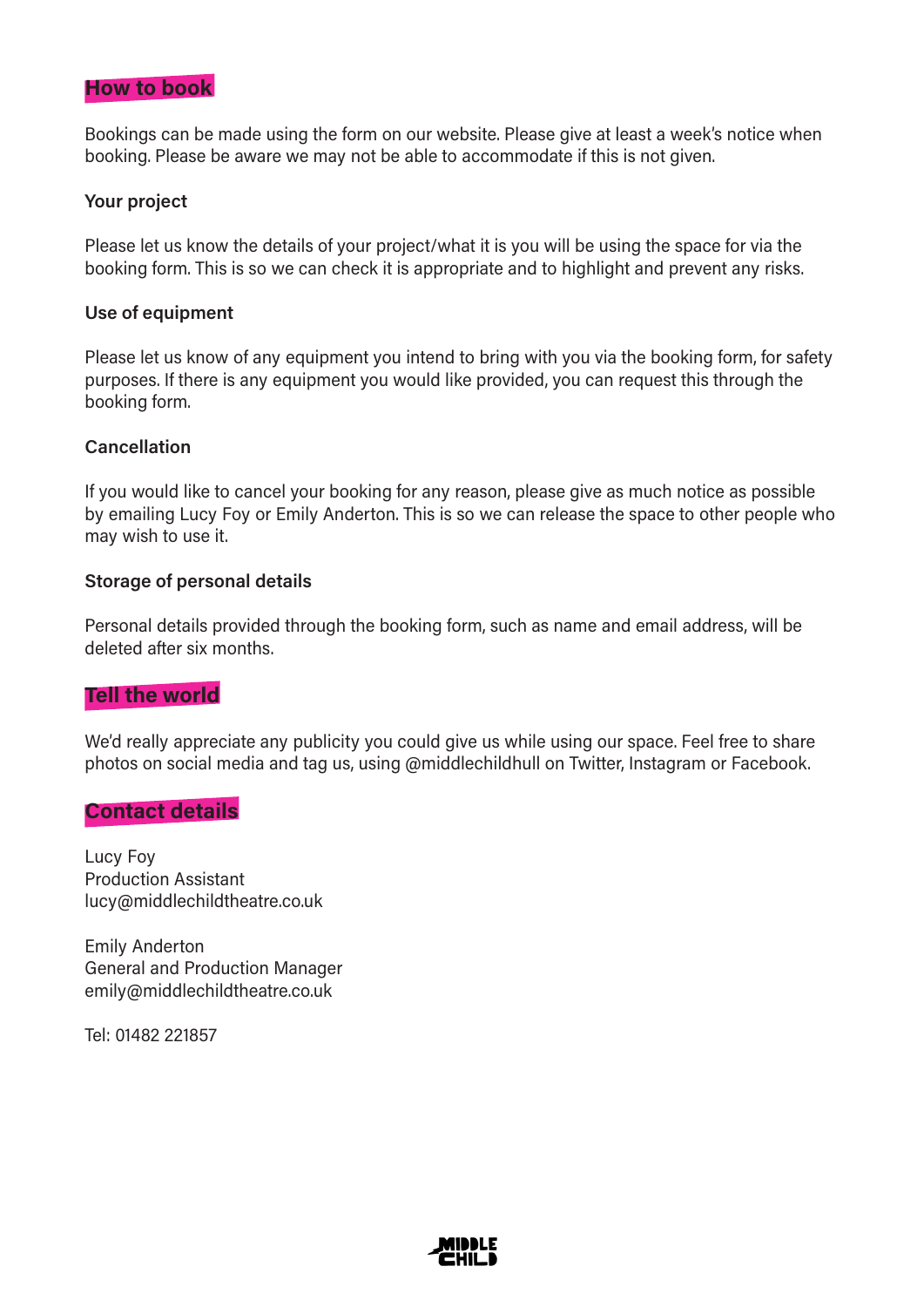## How to book

Bookings can be made using the form on our website. Please give at least a week's notice when booking. Please be aware we may not be able to accommodate if this is not given.

### Your project

Please let us know the details of your project/what it is you will be using the space for via the booking form. This is so we can check it is appropriate and to highlight and prevent any risks.

### Use of equipment

Please let us know of any equipment you intend to bring with you via the booking form, for safety purposes. If there is any equipment you would like provided, you can request this through the booking form.

### Cancellation

If you would like to cancel your booking for any reason, please give as much notice as possible by emailing Lucy Foy or Emily Anderton. This is so we can release the space to other people who may wish to use it.

### Storage of personal details

Personal details provided through the booking form, such as name and email address, will be deleted after six months.

## Tell the world

We'd really appreciate any publicity you could give us while using our space. Feel free to share photos on social media and tag us, using @middlechildhull on Twitter, Instagram or Facebook.

## Contact details

Lucy Foy
Production Assistant
lucy@middlechildtheatre.co.uk

Emily Anderton
General and Production Manager
emily@middlechildtheatre.co.uk

Tel: 01482 221857